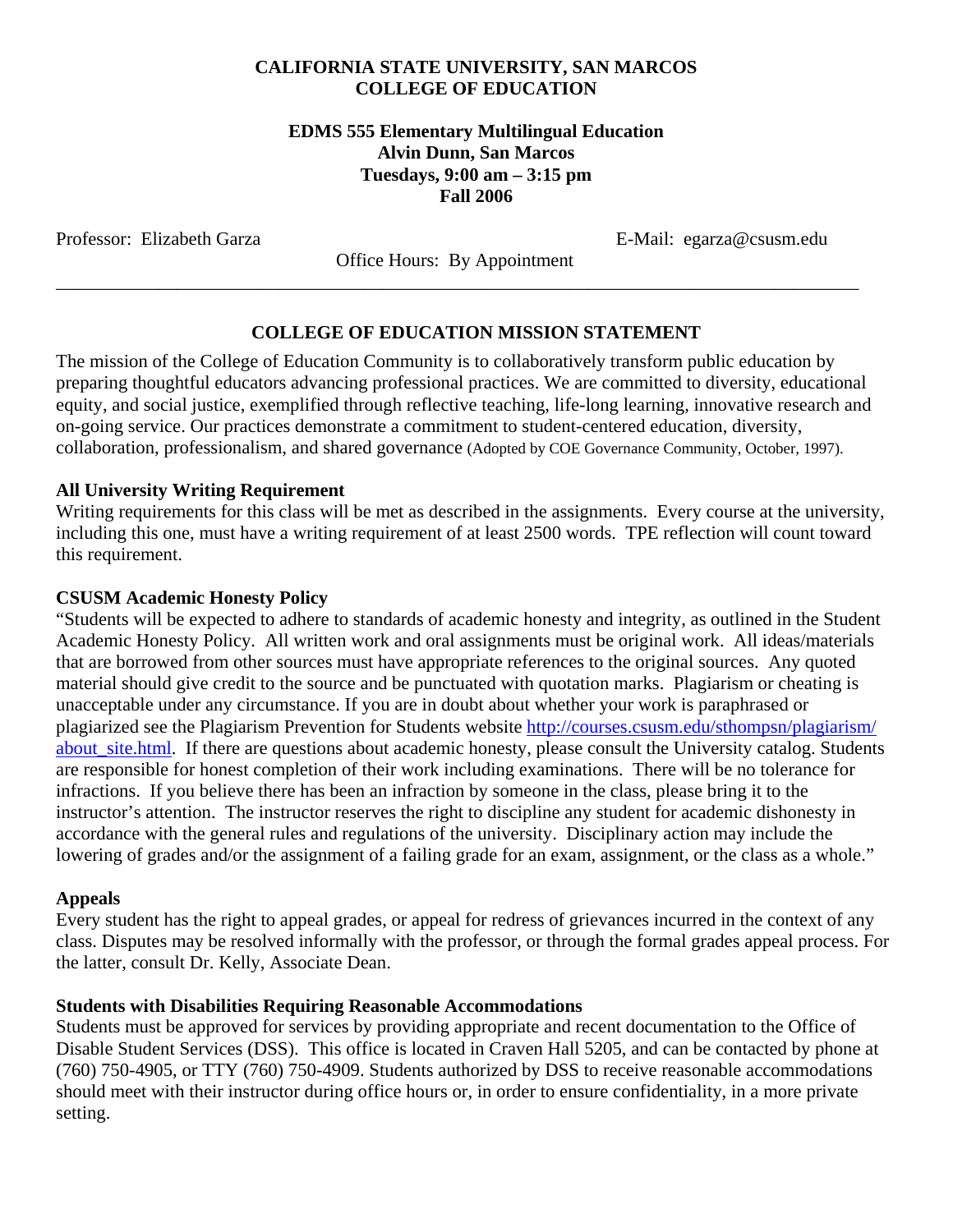**CALIFORNIA STATE UNIVERSITY, SAN MARCOS**
**COLLEGE OF EDUCATION**

**EDMS 555 Elementary Multilingual Education**
**Alvin Dunn, San Marcos**
**Tuesdays, 9:00 am – 3:15 pm**
**Fall 2006**

Professor: Elizabeth Garza | E-Mail: egarza@csusm.edu

Office Hours: By Appointment

---

## COLLEGE OF EDUCATION MISSION STATEMENT

The mission of the College of Education Community is to collaboratively transform public education by preparing thoughtful educators advancing professional practices. We are committed to diversity, educational equity, and social justice, exemplified through reflective teaching, life-long learning, innovative research and on-going service. Our practices demonstrate a commitment to student-centered education, diversity, collaboration, professionalism, and shared governance (Adopted by COE Governance Community, October, 1997).

### All University Writing Requirement

Writing requirements for this class will be met as described in the assignments. Every course at the university, including this one, must have a writing requirement of at least 2500 words. TPE reflection will count toward this requirement.

### CSUSM Academic Honesty Policy

"Students will be expected to adhere to standards of academic honesty and integrity, as outlined in the Student Academic Honesty Policy. All written work and oral assignments must be original work. All ideas/materials that are borrowed from other sources must have appropriate references to the original sources. Any quoted material should give credit to the source and be punctuated with quotation marks. Plagiarism or cheating is unacceptable under any circumstance. If you are in doubt about whether your work is paraphrased or plagiarized see the Plagiarism Prevention for Students website http://courses.csusm.edu/sthompsn/plagiarism/about_site.html. If there are questions about academic honesty, please consult the University catalog. Students are responsible for honest completion of their work including examinations. There will be no tolerance for infractions. If you believe there has been an infraction by someone in the class, please bring it to the instructor's attention. The instructor reserves the right to discipline any student for academic dishonesty in accordance with the general rules and regulations of the university. Disciplinary action may include the lowering of grades and/or the assignment of a failing grade for an exam, assignment, or the class as a whole."

### Appeals

Every student has the right to appeal grades, or appeal for redress of grievances incurred in the context of any class. Disputes may be resolved informally with the professor, or through the formal grades appeal process. For the latter, consult Dr. Kelly, Associate Dean.

### Students with Disabilities Requiring Reasonable Accommodations

Students must be approved for services by providing appropriate and recent documentation to the Office of Disable Student Services (DSS). This office is located in Craven Hall 5205, and can be contacted by phone at (760) 750-4905, or TTY (760) 750-4909. Students authorized by DSS to receive reasonable accommodations should meet with their instructor during office hours or, in order to ensure confidentiality, in a more private setting.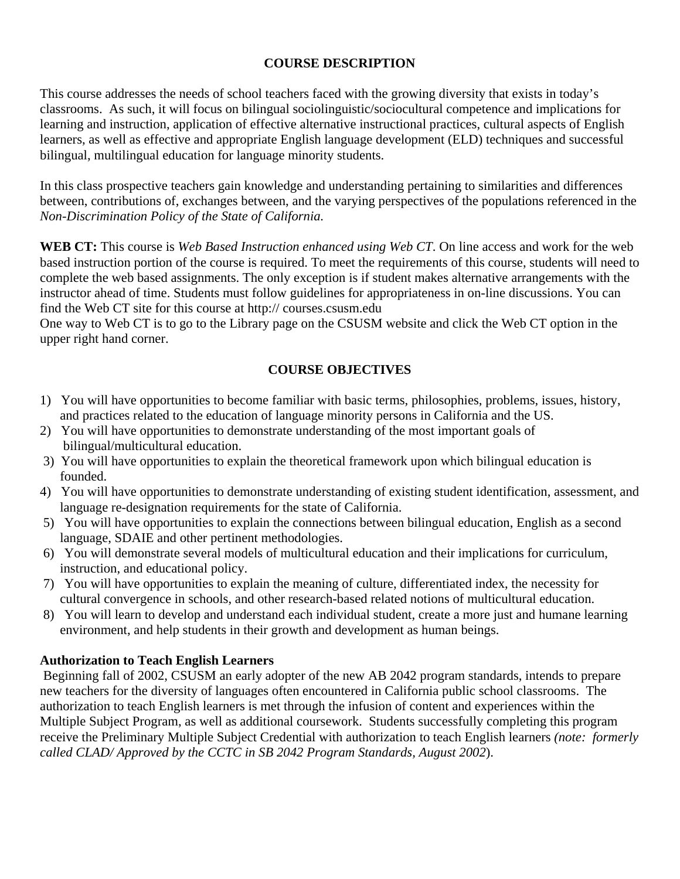## COURSE DESCRIPTION

This course addresses the needs of school teachers faced with the growing diversity that exists in today's classrooms. As such, it will focus on bilingual sociolinguistic/sociocultural competence and implications for learning and instruction, application of effective alternative instructional practices, cultural aspects of English learners, as well as effective and appropriate English language development (ELD) techniques and successful bilingual, multilingual education for language minority students.

In this class prospective teachers gain knowledge and understanding pertaining to similarities and differences between, contributions of, exchanges between, and the varying perspectives of the populations referenced in the *Non-Discrimination Policy of the State of California.*

**WEB CT:** This course is *Web Based Instruction enhanced using Web CT*. On line access and work for the web based instruction portion of the course is required. To meet the requirements of this course, students will need to complete the web based assignments. The only exception is if student makes alternative arrangements with the instructor ahead of time. Students must follow guidelines for appropriateness in on-line discussions. You can find the Web CT site for this course at http:// courses.csusm.edu
One way to Web CT is to go to the Library page on the CSUSM website and click the Web CT option in the upper right hand corner.

## COURSE OBJECTIVES

1) You will have opportunities to become familiar with basic terms, philosophies, problems, issues, history, and practices related to the education of language minority persons in California and the US.
2) You will have opportunities to demonstrate understanding of the most important goals of bilingual/multicultural education.
3) You will have opportunities to explain the theoretical framework upon which bilingual education is founded.
4) You will have opportunities to demonstrate understanding of existing student identification, assessment, and language re-designation requirements for the state of California.
5) You will have opportunities to explain the connections between bilingual education, English as a second language, SDAIE and other pertinent methodologies.
6) You will demonstrate several models of multicultural education and their implications for curriculum, instruction, and educational policy.
7) You will have opportunities to explain the meaning of culture, differentiated index, the necessity for cultural convergence in schools, and other research-based related notions of multicultural education.
8) You will learn to develop and understand each individual student, create a more just and humane learning environment, and help students in their growth and development as human beings.

**Authorization to Teach English Learners**

Beginning fall of 2002, CSUSM an early adopter of the new AB 2042 program standards, intends to prepare new teachers for the diversity of languages often encountered in California public school classrooms. The authorization to teach English learners is met through the infusion of content and experiences within the Multiple Subject Program, as well as additional coursework. Students successfully completing this program receive the Preliminary Multiple Subject Credential with authorization to teach English learners *(note: formerly called CLAD/ Approved by the CCTC in SB 2042 Program Standards, August 2002*).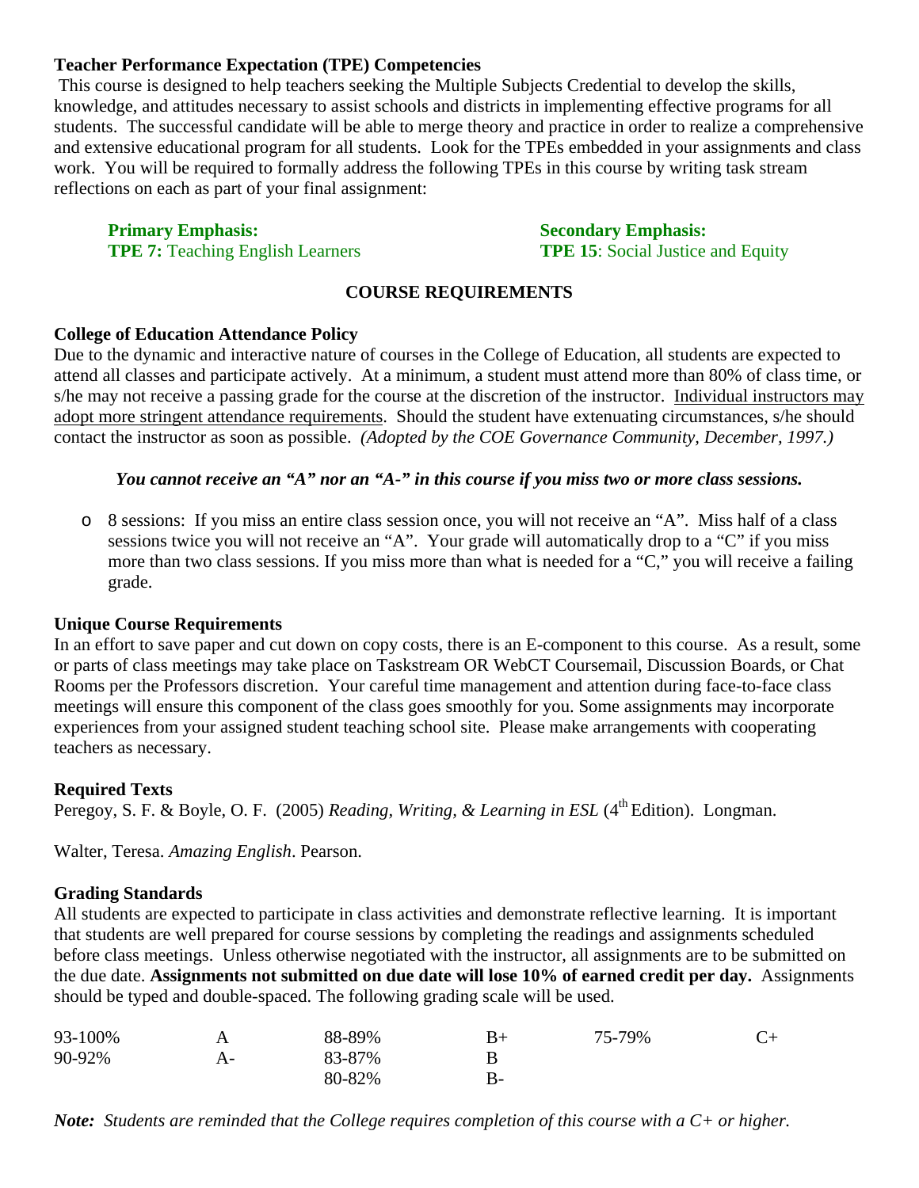**Teacher Performance Expectation (TPE) Competencies**

This course is designed to help teachers seeking the Multiple Subjects Credential to develop the skills, knowledge, and attitudes necessary to assist schools and districts in implementing effective programs for all students. The successful candidate will be able to merge theory and practice in order to realize a comprehensive and extensive educational program for all students. Look for the TPEs embedded in your assignments and class work. You will be required to formally address the following TPEs in this course by writing task stream reflections on each as part of your final assignment:

**Primary Emphasis:**
**TPE 7:** Teaching English Learners

**Secondary Emphasis:**
**TPE 15**: Social Justice and Equity

## COURSE REQUIREMENTS

**College of Education Attendance Policy**

Due to the dynamic and interactive nature of courses in the College of Education, all students are expected to attend all classes and participate actively. At a minimum, a student must attend more than 80% of class time, or s/he may not receive a passing grade for the course at the discretion of the instructor. Individual instructors may adopt more stringent attendance requirements. Should the student have extenuating circumstances, s/he should contact the instructor as soon as possible. *(Adopted by the COE Governance Community, December, 1997.)*

***You cannot receive an "A" nor an "A-" in this course if you miss two or more class sessions.***

- 8 sessions: If you miss an entire class session once, you will not receive an "A". Miss half of a class sessions twice you will not receive an "A". Your grade will automatically drop to a "C" if you miss more than two class sessions. If you miss more than what is needed for a "C," you will receive a failing grade.

**Unique Course Requirements**

In an effort to save paper and cut down on copy costs, there is an E-component to this course. As a result, some or parts of class meetings may take place on Taskstream OR WebCT Coursemail, Discussion Boards, or Chat Rooms per the Professors discretion. Your careful time management and attention during face-to-face class meetings will ensure this component of the class goes smoothly for you. Some assignments may incorporate experiences from your assigned student teaching school site. Please make arrangements with cooperating teachers as necessary.

**Required Texts**

Peregoy, S. F. & Boyle, O. F. (2005) *Reading, Writing, & Learning in ESL* (4th Edition). Longman.

Walter, Teresa. *Amazing English*. Pearson.

**Grading Standards**

All students are expected to participate in class activities and demonstrate reflective learning. It is important that students are well prepared for course sessions by completing the readings and assignments scheduled before class meetings. Unless otherwise negotiated with the instructor, all assignments are to be submitted on the due date. **Assignments not submitted on due date will lose 10% of earned credit per day.** Assignments should be typed and double-spaced. The following grading scale will be used.

| | | | | | |
|---|---|---|---|---|---|
| 93-100% | A | 88-89% | B+ | 75-79% | C+ |
| 90-92% | A- | 83-87% | B | | |
| | | 80-82% | B- | | |

***Note:*** *Students are reminded that the College requires completion of this course with a C+ or higher.*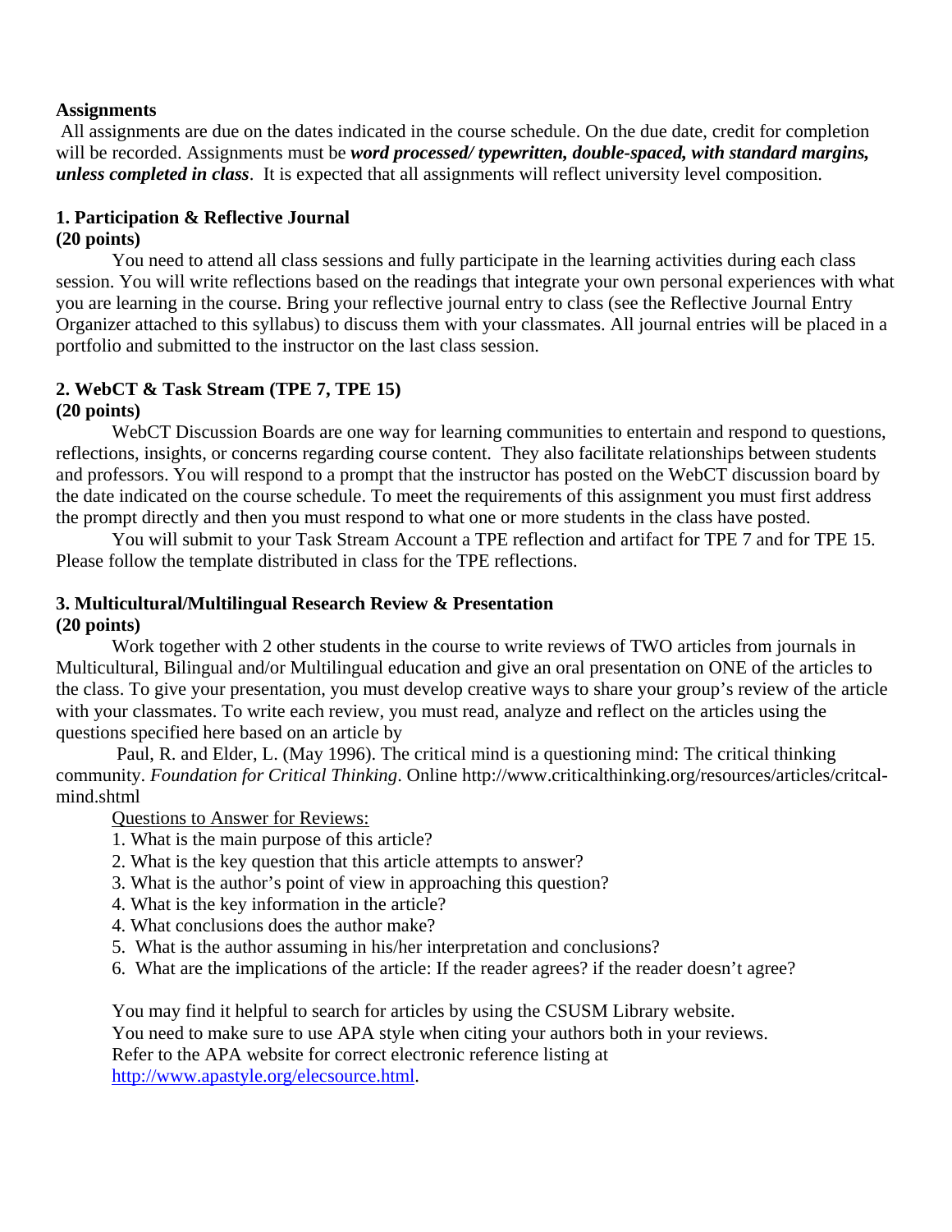**Assignments**

All assignments are due on the dates indicated in the course schedule. On the due date, credit for completion will be recorded. Assignments must be ***word processed/ typewritten, double-spaced, with standard margins, unless completed in class***. It is expected that all assignments will reflect university level composition.

**1. Participation & Reflective Journal**
**(20 points)**

You need to attend all class sessions and fully participate in the learning activities during each class session. You will write reflections based on the readings that integrate your own personal experiences with what you are learning in the course. Bring your reflective journal entry to class (see the Reflective Journal Entry Organizer attached to this syllabus) to discuss them with your classmates. All journal entries will be placed in a portfolio and submitted to the instructor on the last class session.

**2. WebCT & Task Stream (TPE 7, TPE 15)**
**(20 points)**

WebCT Discussion Boards are one way for learning communities to entertain and respond to questions, reflections, insights, or concerns regarding course content. They also facilitate relationships between students and professors. You will respond to a prompt that the instructor has posted on the WebCT discussion board by the date indicated on the course schedule. To meet the requirements of this assignment you must first address the prompt directly and then you must respond to what one or more students in the class have posted.

You will submit to your Task Stream Account a TPE reflection and artifact for TPE 7 and for TPE 15. Please follow the template distributed in class for the TPE reflections.

**3. Multicultural/Multilingual Research Review & Presentation**
**(20 points)**

Work together with 2 other students in the course to write reviews of TWO articles from journals in Multicultural, Bilingual and/or Multilingual education and give an oral presentation on ONE of the articles to the class. To give your presentation, you must develop creative ways to share your group's review of the article with your classmates. To write each review, you must read, analyze and reflect on the articles using the questions specified here based on an article by

Paul, R. and Elder, L. (May 1996). The critical mind is a questioning mind: The critical thinking community. *Foundation for Critical Thinking*. Online http://www.criticalthinking.org/resources/articles/critcal-mind.shtml

Questions to Answer for Reviews:

1. What is the main purpose of this article?
2. What is the key question that this article attempts to answer?
3. What is the author's point of view in approaching this question?
4. What is the key information in the article?
4. What conclusions does the author make?
5. What is the author assuming in his/her interpretation and conclusions?
6. What are the implications of the article: If the reader agrees? if the reader doesn't agree?

You may find it helpful to search for articles by using the CSUSM Library website.
You need to make sure to use APA style when citing your authors both in your reviews.
Refer to the APA website for correct electronic reference listing at http://www.apastyle.org/elecsource.html.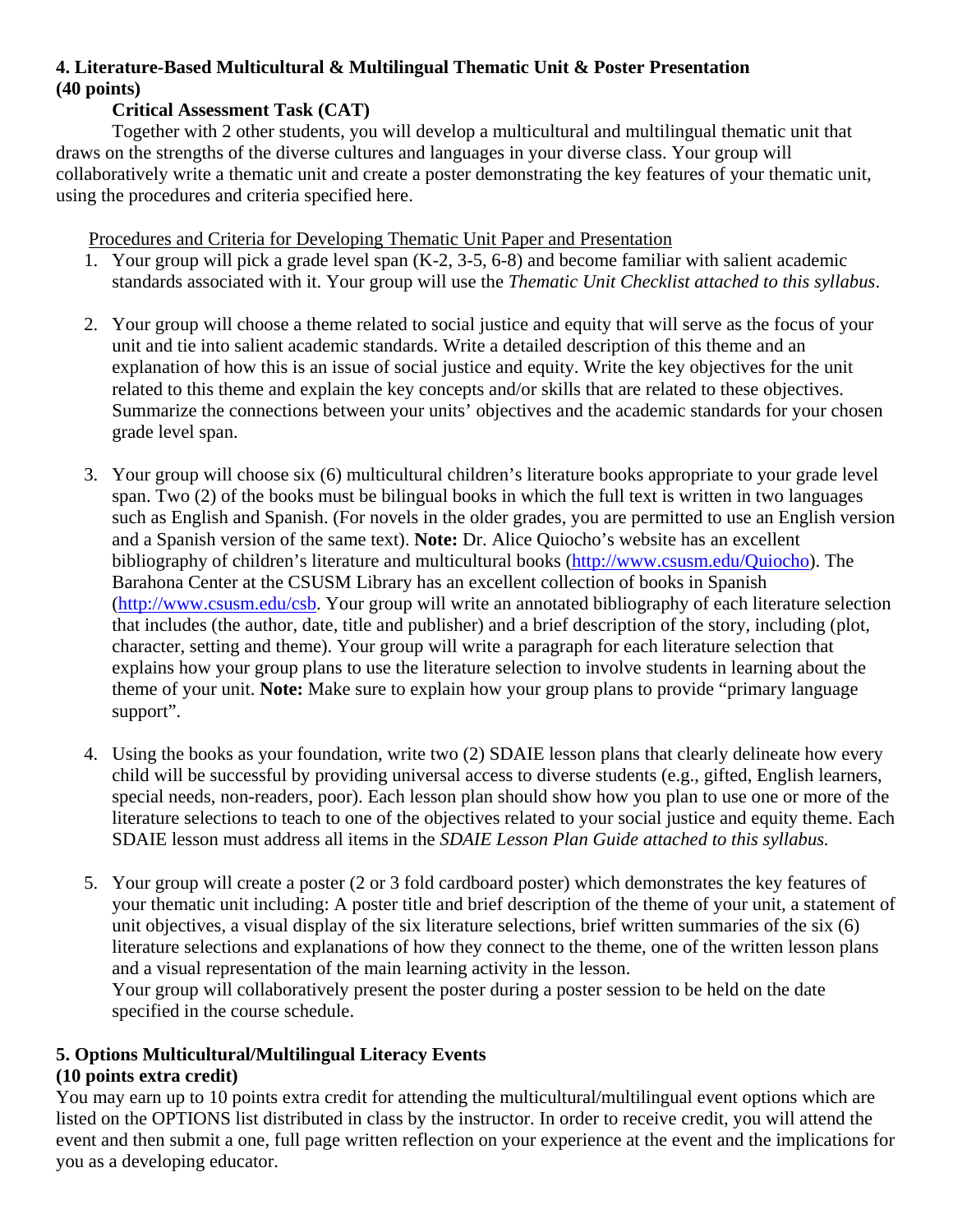**4. Literature-Based Multicultural & Multilingual Thematic Unit & Poster Presentation (40 points)**

**Critical Assessment Task (CAT)**

Together with 2 other students, you will develop a multicultural and multilingual thematic unit that draws on the strengths of the diverse cultures and languages in your diverse class. Your group will collaboratively write a thematic unit and create a poster demonstrating the key features of your thematic unit, using the procedures and criteria specified here.

Procedures and Criteria for Developing Thematic Unit Paper and Presentation

1. Your group will pick a grade level span (K-2, 3-5, 6-8) and become familiar with salient academic standards associated with it. Your group will use the *Thematic Unit Checklist attached to this syllabus*.

2. Your group will choose a theme related to social justice and equity that will serve as the focus of your unit and tie into salient academic standards. Write a detailed description of this theme and an explanation of how this is an issue of social justice and equity. Write the key objectives for the unit related to this theme and explain the key concepts and/or skills that are related to these objectives. Summarize the connections between your units' objectives and the academic standards for your chosen grade level span.

3. Your group will choose six (6) multicultural children's literature books appropriate to your grade level span. Two (2) of the books must be bilingual books in which the full text is written in two languages such as English and Spanish. (For novels in the older grades, you are permitted to use an English version and a Spanish version of the same text). **Note:** Dr. Alice Quiocho's website has an excellent bibliography of children's literature and multicultural books (http://www.csusm.edu/Quiocho). The Barahona Center at the CSUSM Library has an excellent collection of books in Spanish (http://www.csusm.edu/csb. Your group will write an annotated bibliography of each literature selection that includes (the author, date, title and publisher) and a brief description of the story, including (plot, character, setting and theme). Your group will write a paragraph for each literature selection that explains how your group plans to use the literature selection to involve students in learning about the theme of your unit. **Note:** Make sure to explain how your group plans to provide "primary language support".

4. Using the books as your foundation, write two (2) SDAIE lesson plans that clearly delineate how every child will be successful by providing universal access to diverse students (e.g., gifted, English learners, special needs, non-readers, poor). Each lesson plan should show how you plan to use one or more of the literature selections to teach to one of the objectives related to your social justice and equity theme. Each SDAIE lesson must address all items in the *SDAIE Lesson Plan Guide attached to this syllabus.*

5. Your group will create a poster (2 or 3 fold cardboard poster) which demonstrates the key features of your thematic unit including: A poster title and brief description of the theme of your unit, a statement of unit objectives, a visual display of the six literature selections, brief written summaries of the six (6) literature selections and explanations of how they connect to the theme, one of the written lesson plans and a visual representation of the main learning activity in the lesson.
   Your group will collaboratively present the poster during a poster session to be held on the date specified in the course schedule.

**5. Options Multicultural/Multilingual Literacy Events (10 points extra credit)**

You may earn up to 10 points extra credit for attending the multicultural/multilingual event options which are listed on the OPTIONS list distributed in class by the instructor. In order to receive credit, you will attend the event and then submit a one, full page written reflection on your experience at the event and the implications for you as a developing educator.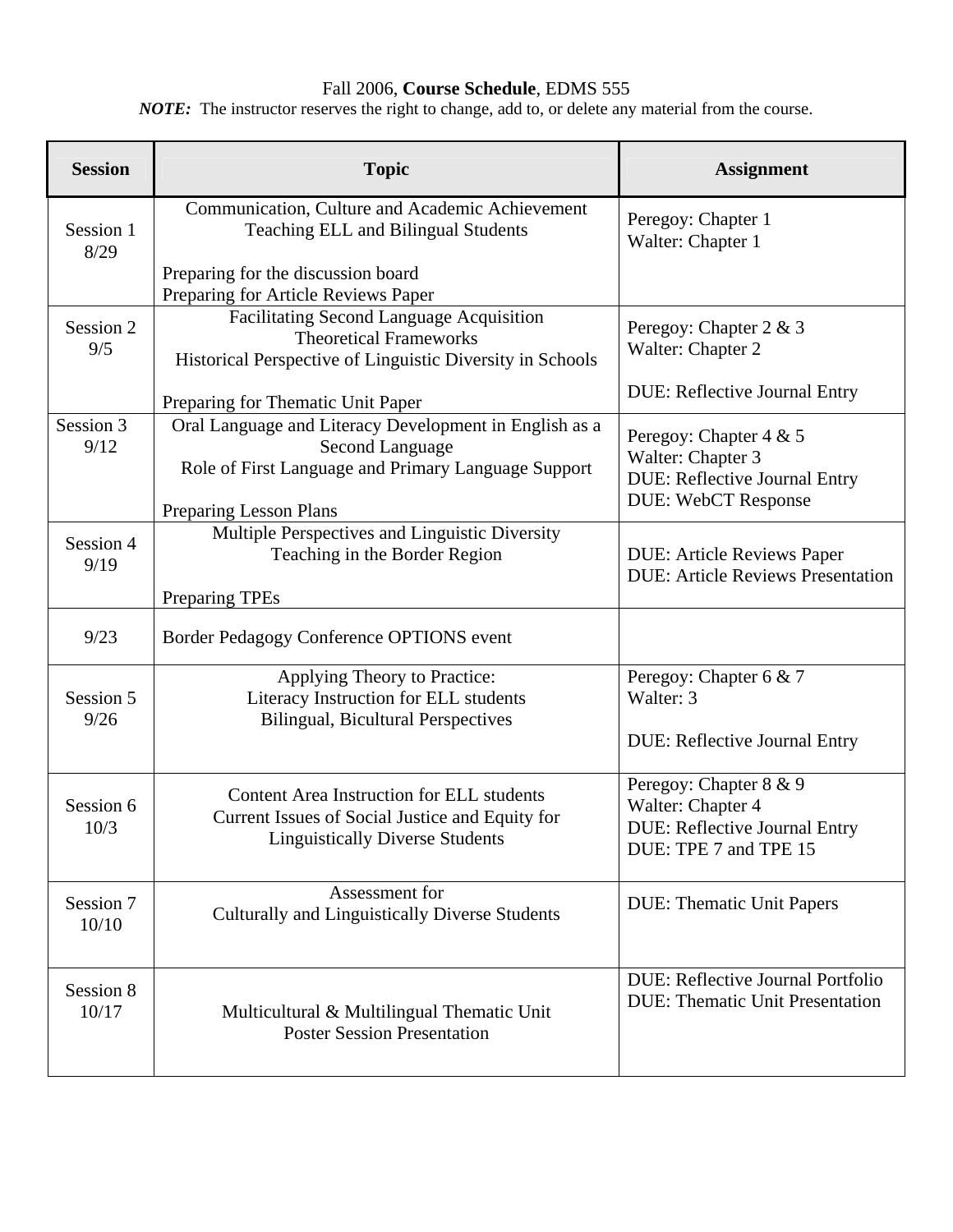Fall 2006, **Course Schedule**, EDMS 555

***NOTE:*** The instructor reserves the right to change, add to, or delete any material from the course.

| Session | Topic | Assignment |
| --- | --- | --- |
| Session 1 8/29 | Communication, Culture and Academic Achievement<br>Teaching ELL and Bilingual Students<br><br>Preparing for the discussion board<br>Preparing for Article Reviews Paper | Peregoy: Chapter 1<br>Walter: Chapter 1 |
| Session 2 9/5 | Facilitating Second Language Acquisition<br>Theoretical Frameworks<br>Historical Perspective of Linguistic Diversity in Schools<br><br>Preparing for Thematic Unit Paper | Peregoy: Chapter 2 & 3<br>Walter: Chapter 2<br><br>DUE: Reflective Journal Entry |
| Session 3 9/12 | Oral Language and Literacy Development in English as a Second Language<br>Role of First Language and Primary Language Support<br><br>Preparing Lesson Plans | Peregoy: Chapter 4 & 5<br>Walter: Chapter 3<br>DUE: Reflective Journal Entry<br>DUE: WebCT Response |
| Session 4 9/19 | Multiple Perspectives and Linguistic Diversity<br>Teaching in the Border Region<br><br>Preparing TPEs | DUE: Article Reviews Paper<br>DUE: Article Reviews Presentation |
| 9/23 | Border Pedagogy Conference OPTIONS event | |
| Session 5 9/26 | Applying Theory to Practice:<br>Literacy Instruction for ELL students<br>Bilingual, Bicultural Perspectives | Peregoy: Chapter 6 & 7<br>Walter: 3<br><br>DUE: Reflective Journal Entry |
| Session 6 10/3 | Content Area Instruction for ELL students<br>Current Issues of Social Justice and Equity for Linguistically Diverse Students | Peregoy: Chapter 8 & 9<br>Walter: Chapter 4<br>DUE: Reflective Journal Entry<br>DUE: TPE 7 and TPE 15 |
| Session 7 10/10 | Assessment for<br>Culturally and Linguistically Diverse Students | DUE: Thematic Unit Papers |
| Session 8 10/17 | Multicultural & Multilingual Thematic Unit<br>Poster Session Presentation | DUE: Reflective Journal Portfolio<br>DUE: Thematic Unit Presentation |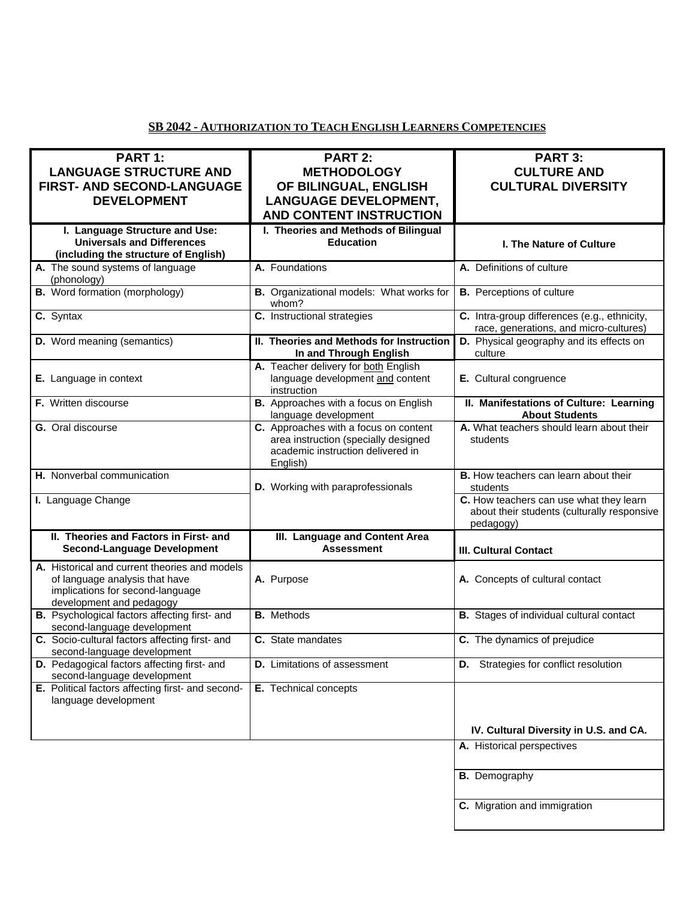**SB 2042 - AUTHORIZATION TO TEACH ENGLISH LEARNERS COMPETENCIES**

| PART 1: LANGUAGE STRUCTURE AND FIRST- AND SECOND-LANGUAGE DEVELOPMENT | PART 2: METHODOLOGY OF BILINGUAL, ENGLISH LANGUAGE DEVELOPMENT, AND CONTENT INSTRUCTION | PART 3: CULTURE AND CULTURAL DIVERSITY |
|---|---|---|
| **I. Language Structure and Use: Universals and Differences (including the structure of English)** | **I. Theories and Methods of Bilingual Education** | **I. The Nature of Culture** |
| **A.** The sound systems of language (phonology) | **A.** Foundations | **A.** Definitions of culture |
| **B.** Word formation (morphology) | **B.** Organizational models: What works for whom? | **B.** Perceptions of culture |
| **C.** Syntax | **C.** Instructional strategies | **C.** Intra-group differences (e.g., ethnicity, race, generations, and micro-cultures) |
| **D.** Word meaning (semantics) | **II. Theories and Methods for Instruction In and Through English** | **D.** Physical geography and its effects on culture |
| **E.** Language in context | **A.** Teacher delivery for both English language development and content instruction | **E.** Cultural congruence |
| **F.** Written discourse | **B.** Approaches with a focus on English language development | **II. Manifestations of Culture: Learning About Students** |
| **G.** Oral discourse | **C.** Approaches with a focus on content area instruction (specially designed academic instruction delivered in English) | **A.** What teachers should learn about their students |
| **H.** Nonverbal communication | **D.** Working with paraprofessionals | **B.** How teachers can learn about their students |
| **I.** Language Change | | **C.** How teachers can use what they learn about their students (culturally responsive pedagogy) |
| **II. Theories and Factors in First- and Second-Language Development** | **III. Language and Content Area Assessment** | **III. Cultural Contact** |
| **A.** Historical and current theories and models of language analysis that have implications for second-language development and pedagogy | **A.** Purpose | **A.** Concepts of cultural contact |
| **B.** Psychological factors affecting first- and second-language development | **B.** Methods | **B.** Stages of individual cultural contact |
| **C.** Socio-cultural factors affecting first- and second-language development | **C.** State mandates | **C.** The dynamics of prejudice |
| **D.** Pedagogical factors affecting first- and second-language development | **D.** Limitations of assessment | **D.** Strategies for conflict resolution |
| **E.** Political factors affecting first- and second-language development | **E.** Technical concepts | **IV. Cultural Diversity in U.S. and CA.** |
| | | **A.** Historical perspectives |
| | | **B.** Demography |
| | | **C.** Migration and immigration |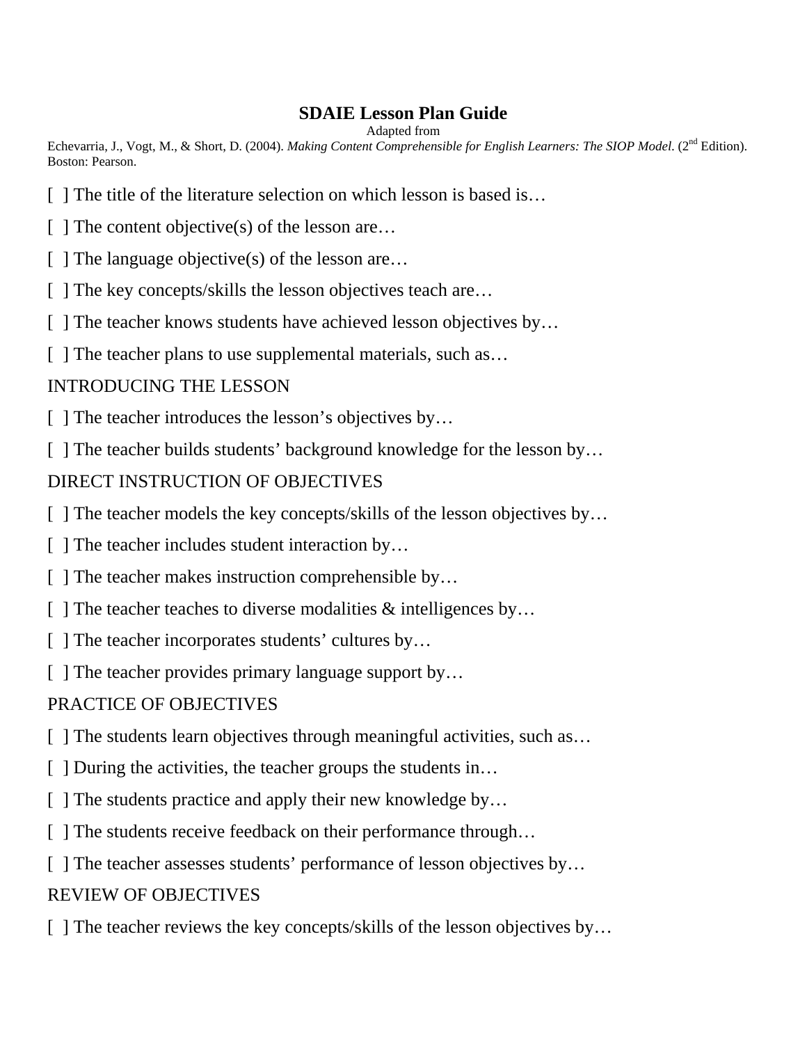# SDAIE Lesson Plan Guide

Adapted from

Echevarria, J., Vogt, M., & Short, D. (2004). *Making Content Comprehensible for English Learners: The SIOP Model.* (2nd Edition). Boston: Pearson.

[ ] The title of the literature selection on which lesson is based is…

[ ] The content objective(s) of the lesson are…

[ ] The language objective(s) of the lesson are…

[ ] The key concepts/skills the lesson objectives teach are…

[ ] The teacher knows students have achieved lesson objectives by…

[ ] The teacher plans to use supplemental materials, such as…

## INTRODUCING THE LESSON

[ ] The teacher introduces the lesson's objectives by…

[ ] The teacher builds students' background knowledge for the lesson by…

## DIRECT INSTRUCTION OF OBJECTIVES

[ ] The teacher models the key concepts/skills of the lesson objectives by…

[ ] The teacher includes student interaction by…

[ ] The teacher makes instruction comprehensible by…

[ ] The teacher teaches to diverse modalities & intelligences by…

[ ] The teacher incorporates students' cultures by…

[ ] The teacher provides primary language support by…

## PRACTICE OF OBJECTIVES

[ ] The students learn objectives through meaningful activities, such as…

[ ] During the activities, the teacher groups the students in…

[ ] The students practice and apply their new knowledge by…

[ ] The students receive feedback on their performance through…

[ ] The teacher assesses students' performance of lesson objectives by…

## REVIEW OF OBJECTIVES

[ ] The teacher reviews the key concepts/skills of the lesson objectives by…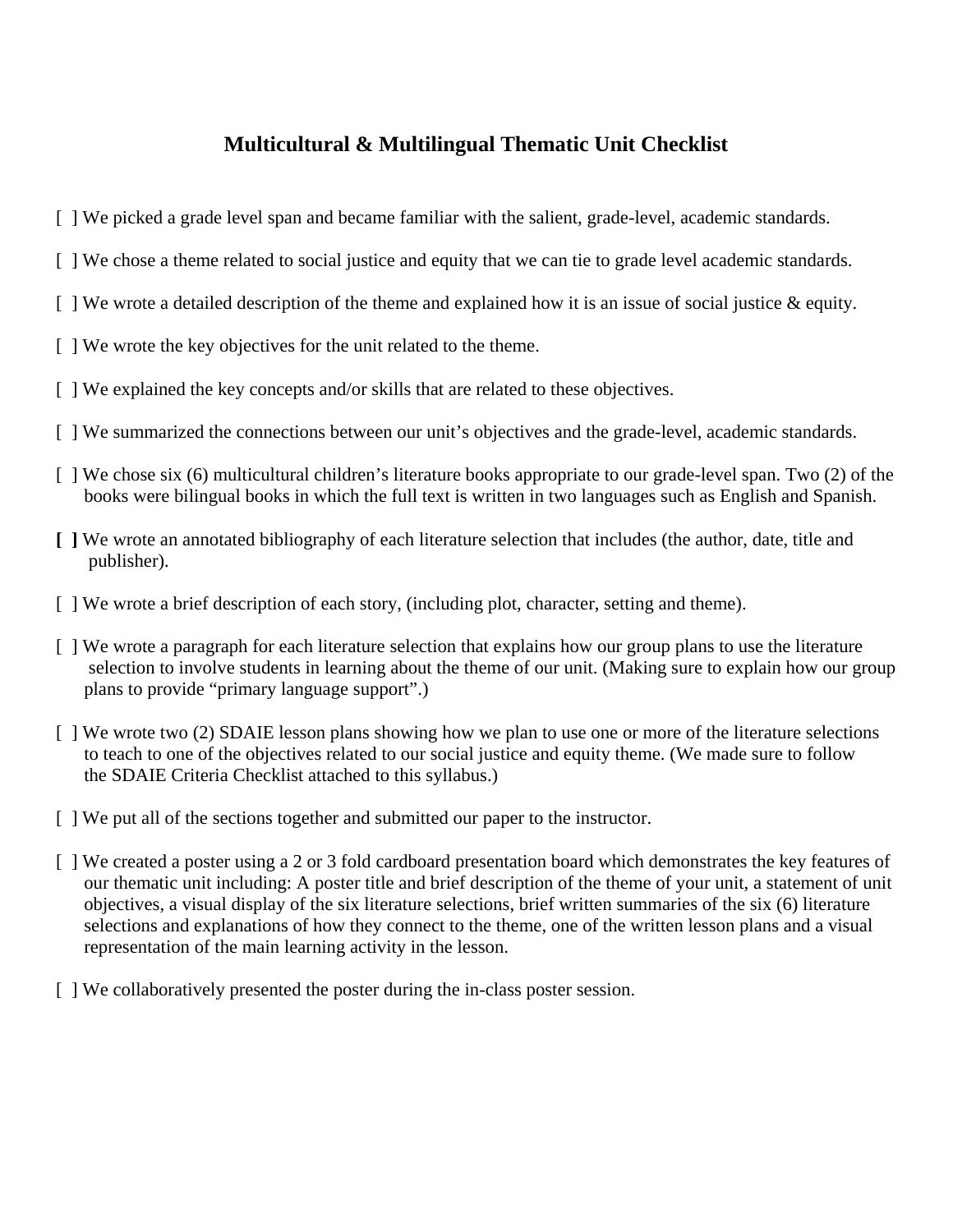# Multicultural & Multilingual Thematic Unit Checklist

[ ] We picked a grade level span and became familiar with the salient, grade-level, academic standards.

[ ] We chose a theme related to social justice and equity that we can tie to grade level academic standards.

[ ] We wrote a detailed description of the theme and explained how it is an issue of social justice & equity.

[ ] We wrote the key objectives for the unit related to the theme.

[ ] We explained the key concepts and/or skills that are related to these objectives.

[ ] We summarized the connections between our unit's objectives and the grade-level, academic standards.

[ ] We chose six (6) multicultural children's literature books appropriate to our grade-level span. Two (2) of the books were bilingual books in which the full text is written in two languages such as English and Spanish.

**[ ]** We wrote an annotated bibliography of each literature selection that includes (the author, date, title and publisher).

[ ] We wrote a brief description of each story, (including plot, character, setting and theme).

[ ] We wrote a paragraph for each literature selection that explains how our group plans to use the literature selection to involve students in learning about the theme of our unit. (Making sure to explain how our group plans to provide "primary language support".)

[ ] We wrote two (2) SDAIE lesson plans showing how we plan to use one or more of the literature selections to teach to one of the objectives related to our social justice and equity theme. (We made sure to follow the SDAIE Criteria Checklist attached to this syllabus.)

[ ] We put all of the sections together and submitted our paper to the instructor.

[ ] We created a poster using a 2 or 3 fold cardboard presentation board which demonstrates the key features of our thematic unit including: A poster title and brief description of the theme of your unit, a statement of unit objectives, a visual display of the six literature selections, brief written summaries of the six (6) literature selections and explanations of how they connect to the theme, one of the written lesson plans and a visual representation of the main learning activity in the lesson.

[ ] We collaboratively presented the poster during the in-class poster session.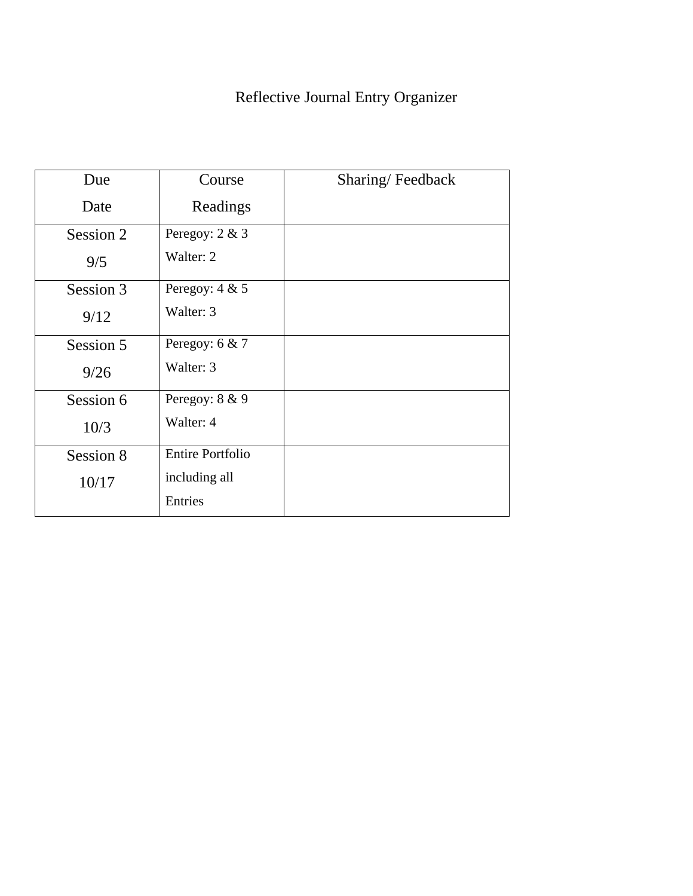# Reflective Journal Entry Organizer

| Due Date | Course Readings | Sharing/ Feedback |
|---|---|---|
| Session 2 9/5 | Peregoy: 2 & 3 Walter: 2 | |
| Session 3 9/12 | Peregoy: 4 & 5 Walter: 3 | |
| Session 5 9/26 | Peregoy: 6 & 7 Walter: 3 | |
| Session 6 10/3 | Peregoy: 8 & 9 Walter: 4 | |
| Session 8 10/17 | Entire Portfolio including all Entries | |